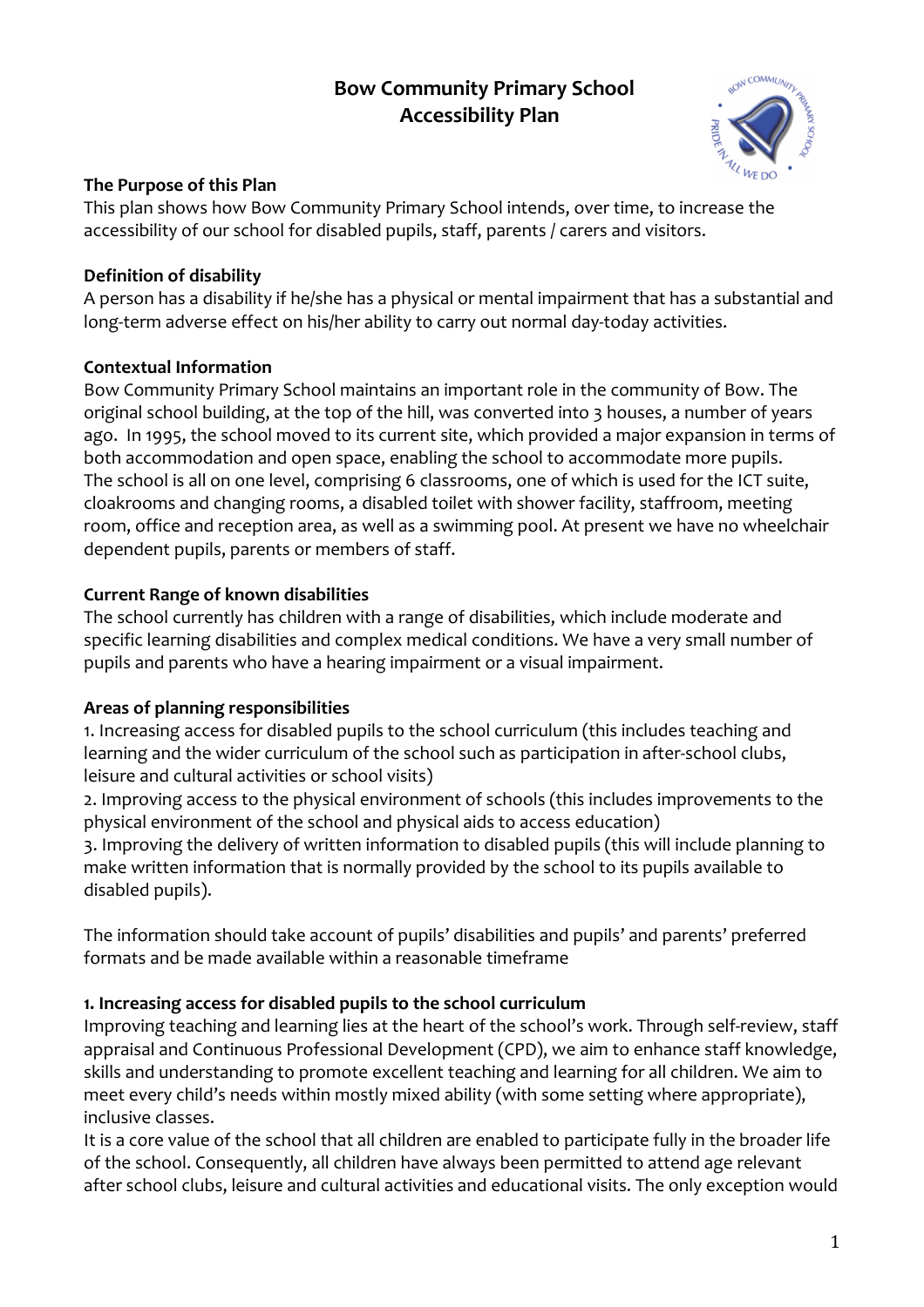# Bow Community Primary School
# Accessibility Plan

**The Purpose of this Plan**

This plan shows how Bow Community Primary School intends, over time, to increase the accessibility of our school for disabled pupils, staff, parents / carers and visitors.

**Definition of disability**

A person has a disability if he/she has a physical or mental impairment that has a substantial and long-term adverse effect on his/her ability to carry out normal day-today activities.

**Contextual Information**

Bow Community Primary School maintains an important role in the community of Bow. The original school building, at the top of the hill, was converted into 3 houses, a number of years ago. In 1995, the school moved to its current site, which provided a major expansion in terms of both accommodation and open space, enabling the school to accommodate more pupils. The school is all on one level, comprising 6 classrooms, one of which is used for the ICT suite, cloakrooms and changing rooms, a disabled toilet with shower facility, staffroom, meeting room, office and reception area, as well as a swimming pool. At present we have no wheelchair dependent pupils, parents or members of staff.

**Current Range of known disabilities**

The school currently has children with a range of disabilities, which include moderate and specific learning disabilities and complex medical conditions. We have a very small number of pupils and parents who have a hearing impairment or a visual impairment.

**Areas of planning responsibilities**

1. Increasing access for disabled pupils to the school curriculum (this includes teaching and learning and the wider curriculum of the school such as participation in after-school clubs, leisure and cultural activities or school visits)
2. Improving access to the physical environment of schools (this includes improvements to the physical environment of the school and physical aids to access education)
3. Improving the delivery of written information to disabled pupils (this will include planning to make written information that is normally provided by the school to its pupils available to disabled pupils).

The information should take account of pupils' disabilities and pupils' and parents' preferred formats and be made available within a reasonable timeframe

**1. Increasing access for disabled pupils to the school curriculum**

Improving teaching and learning lies at the heart of the school's work. Through self-review, staff appraisal and Continuous Professional Development (CPD), we aim to enhance staff knowledge, skills and understanding to promote excellent teaching and learning for all children. We aim to meet every child's needs within mostly mixed ability (with some setting where appropriate), inclusive classes.

It is a core value of the school that all children are enabled to participate fully in the broader life of the school. Consequently, all children have always been permitted to attend age relevant after school clubs, leisure and cultural activities and educational visits. The only exception would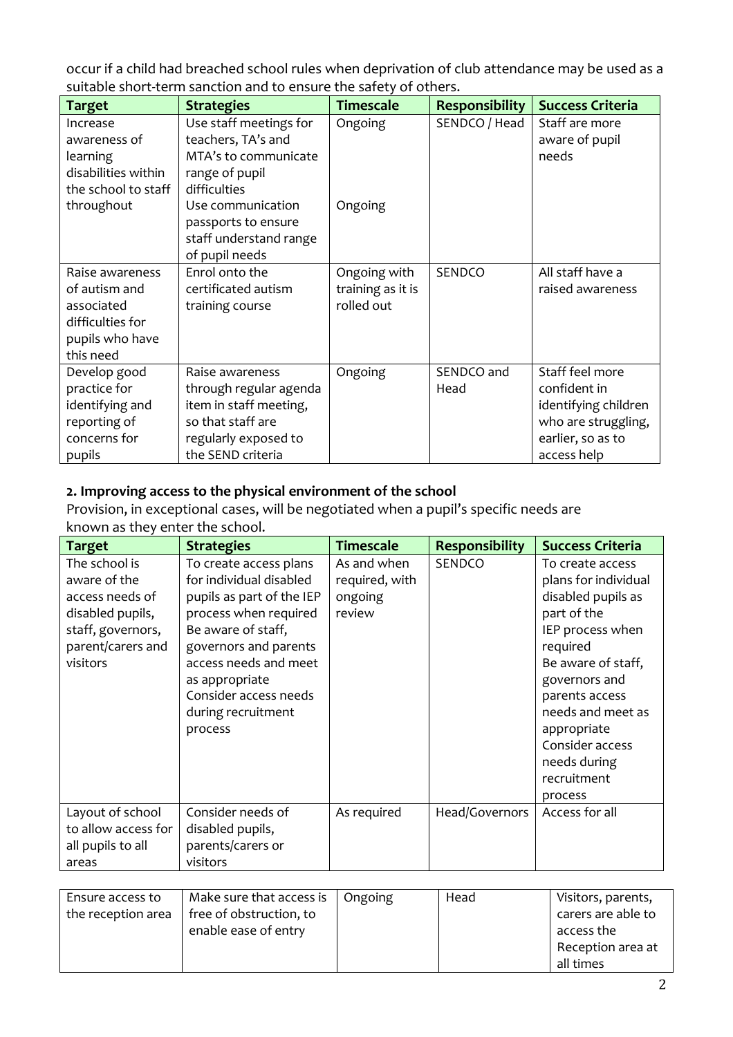occur if a child had breached school rules when deprivation of club attendance may be used as a suitable short-term sanction and to ensure the safety of others.

| Target | Strategies | Timescale | Responsibility | Success Criteria |
|---|---|---|---|---|
| Increase awareness of learning disabilities within the school to staff throughout | Use staff meetings for teachers, TA's and MTA's to communicate range of pupil difficulties<br>Use communication passports to ensure staff understand range of pupil needs | Ongoing<br><br>Ongoing | SENDCO / Head | Staff are more aware of pupil needs |
| Raise awareness of autism and associated difficulties for pupils who have this need | Enrol onto the certificated autism training course | Ongoing with training as it is rolled out | SENDCO | All staff have a raised awareness |
| Develop good practice for identifying and reporting of concerns for pupils | Raise awareness through regular agenda item in staff meeting, so that staff are regularly exposed to the SEND criteria | Ongoing | SENDCO and Head | Staff feel more confident in identifying children who are struggling, earlier, so as to access help |

**2. Improving access to the physical environment of the school**

Provision, in exceptional cases, will be negotiated when a pupil's specific needs are known as they enter the school.

| Target | Strategies | Timescale | Responsibility | Success Criteria |
|---|---|---|---|---|
| The school is aware of the access needs of disabled pupils, staff, governors, parent/carers and visitors | To create access plans for individual disabled pupils as part of the IEP process when required<br>Be aware of staff, governors and parents access needs and meet as appropriate<br>Consider access needs during recruitment process | As and when required, with ongoing review | SENDCO | To create access plans for individual disabled pupils as part of the IEP process when required<br>Be aware of staff, governors and parents access needs and meet as appropriate<br>Consider access needs during recruitment process |
| Layout of school to allow access for all pupils to all areas | Consider needs of disabled pupils, parents/carers or visitors | As required | Head/Governors | Access for all |
| Ensure access to the reception area | Make sure that access is free of obstruction, to enable ease of entry | Ongoing | Head | Visitors, parents, carers are able to access the Reception area at all times |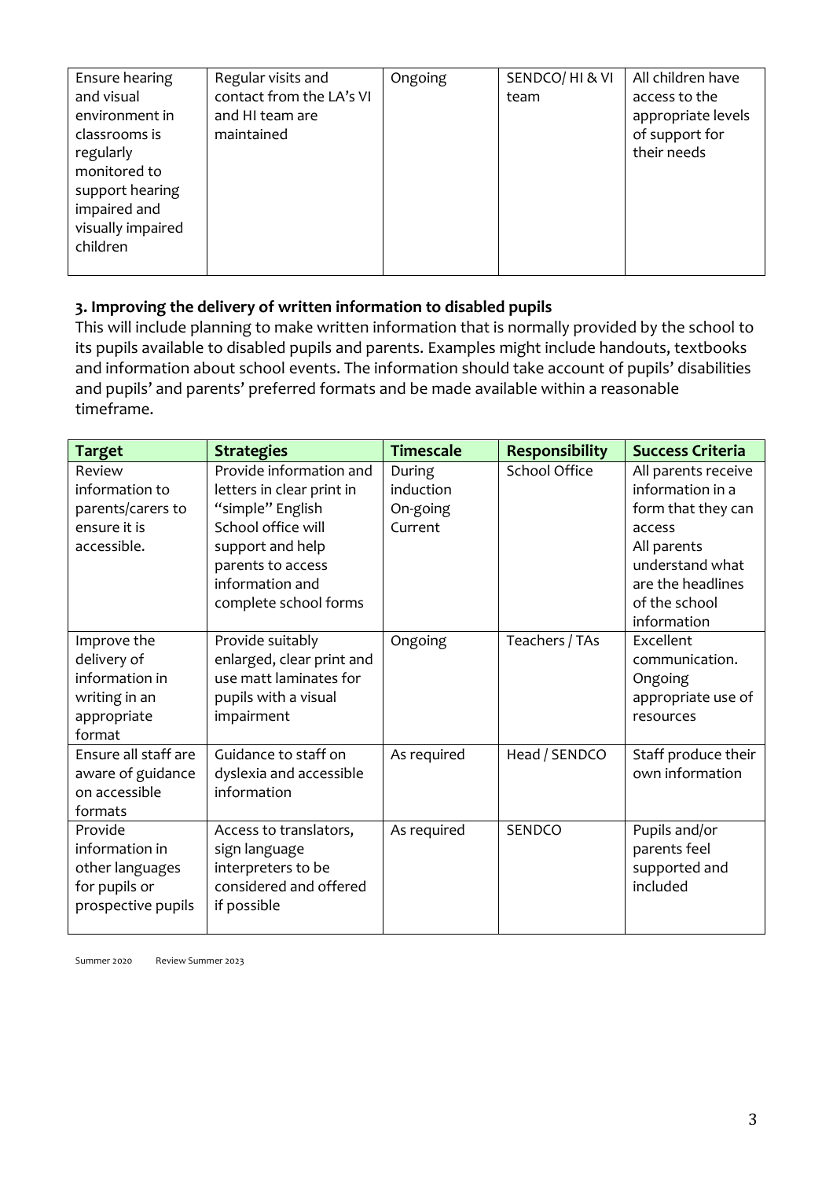| | | | | |
|---|---|---|---|---|
| Ensure hearing and visual environment in classrooms is regularly monitored to support hearing impaired and visually impaired children | Regular visits and contact from the LA's VI and HI team are maintained | Ongoing | SENDCO/ HI & VI team | All children have access to the appropriate levels of support for their needs |

### 3. Improving the delivery of written information to disabled pupils

This will include planning to make written information that is normally provided by the school to its pupils available to disabled pupils and parents. Examples might include handouts, textbooks and information about school events. The information should take account of pupils' disabilities and pupils' and parents' preferred formats and be made available within a reasonable timeframe.

| Target | Strategies | Timescale | Responsibility | Success Criteria |
|---|---|---|---|---|
| Review information to parents/carers to ensure it is accessible. | Provide information and letters in clear print in "simple" English<br>School office will support and help parents to access information and complete school forms | During induction<br>On-going<br>Current | School Office | All parents receive information in a form that they can access<br>All parents understand what are the headlines of the school information |
| Improve the delivery of information in writing in an appropriate format | Provide suitably enlarged, clear print and use matt laminates for pupils with a visual impairment | Ongoing | Teachers / TAs | Excellent communication.<br>Ongoing appropriate use of resources |
| Ensure all staff are aware of guidance on accessible formats | Guidance to staff on dyslexia and accessible information | As required | Head / SENDCO | Staff produce their own information |
| Provide information in other languages for pupils or prospective pupils | Access to translators, sign language interpreters to be considered and offered if possible | As required | SENDCO | Pupils and/or parents feel supported and included |

Summer 2020 Review Summer 2023